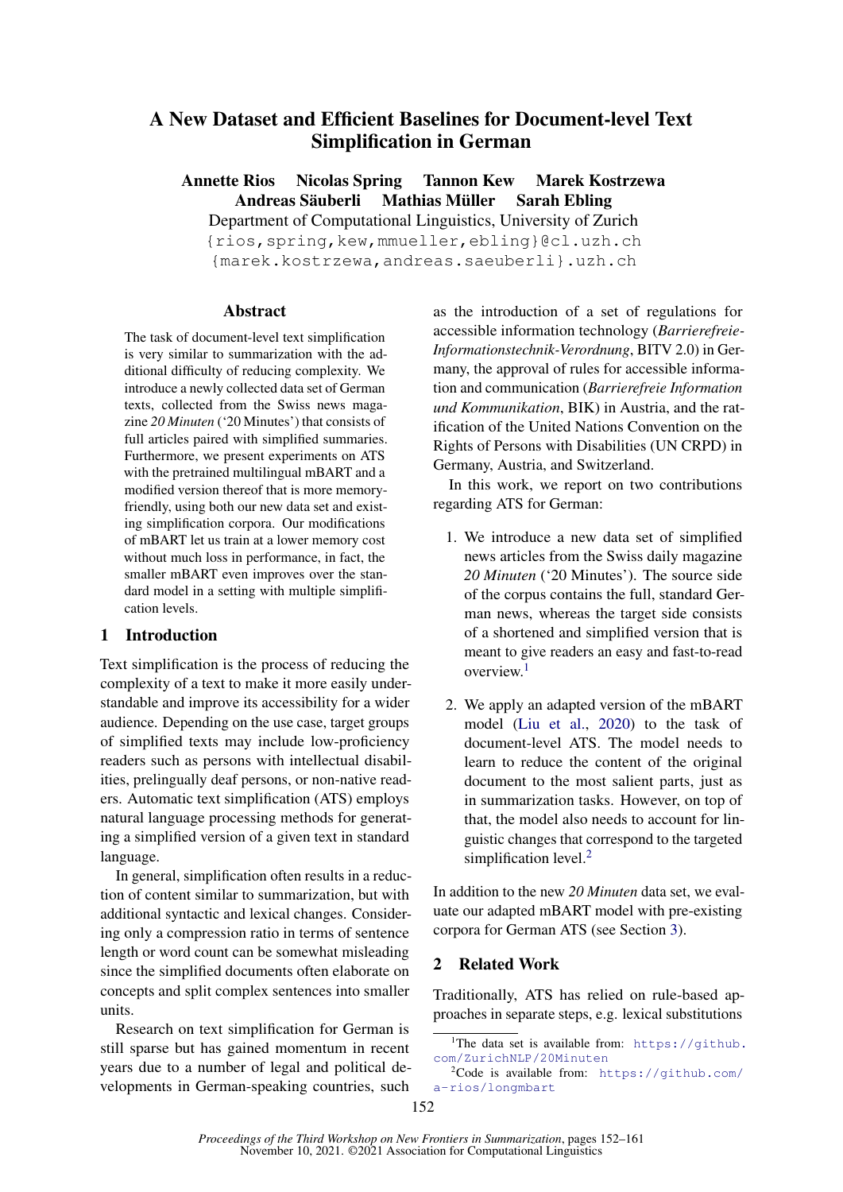# A New Dataset and Efficient Baselines for Document-level Text Simplification in German

**Annette Rios  Nicolas Spring  Tannon Kew  Marek Kostrzewa  Andreas Säuberli  Mathias Müller  Sarah Ebling**

Department of Computational Linguistics, University of Zurich

{rios,spring,kew,mmueller,ebling}@cl.uzh.ch

{marek.kostrzewa,andreas.saeuberli}.uzh.ch

## Abstract

The task of document-level text simplification is very similar to summarization with the additional difficulty of reducing complexity. We introduce a newly collected data set of German texts, collected from the Swiss news magazine *20 Minuten* ('20 Minutes') that consists of full articles paired with simplified summaries. Furthermore, we present experiments on ATS with the pretrained multilingual mBART and a modified version thereof that is more memory-friendly, using both our new data set and existing simplification corpora. Our modifications of mBART let us train at a lower memory cost without much loss in performance, in fact, the smaller mBART even improves over the standard model in a setting with multiple simplification levels.

## 1 Introduction

Text simplification is the process of reducing the complexity of a text to make it more easily understandable and improve its accessibility for a wider audience. Depending on the use case, target groups of simplified texts may include low-proficiency readers such as persons with intellectual disabilities, prelingually deaf persons, or non-native readers. Automatic text simplification (ATS) employs natural language processing methods for generating a simplified version of a given text in standard language.

In general, simplification often results in a reduction of content similar to summarization, but with additional syntactic and lexical changes. Considering only a compression ratio in terms of sentence length or word count can be somewhat misleading since the simplified documents often elaborate on concepts and split complex sentences into smaller units.

Research on text simplification for German is still sparse but has gained momentum in recent years due to a number of legal and political developments in German-speaking countries, such as the introduction of a set of regulations for accessible information technology (*Barrierefreie-Informationstechnik-Verordnung*, BITV 2.0) in Germany, the approval of rules for accessible information and communication (*Barrierefreie Information und Kommunikation*, BIK) in Austria, and the ratification of the United Nations Convention on the Rights of Persons with Disabilities (UN CRPD) in Germany, Austria, and Switzerland.

In this work, we report on two contributions regarding ATS for German:

1. We introduce a new data set of simplified news articles from the Swiss daily magazine *20 Minuten* ('20 Minutes'). The source side of the corpus contains the full, standard German news, whereas the target side consists of a shortened and simplified version that is meant to give readers an easy and fast-to-read overview.[1]

2. We apply an adapted version of the mBART model (Liu et al., 2020) to the task of document-level ATS. The model needs to learn to reduce the content of the original document to the most salient parts, just as in summarization tasks. However, on top of that, the model also needs to account for linguistic changes that correspond to the targeted simplification level.[2]

In addition to the new *20 Minuten* data set, we evaluate our adapted mBART model with pre-existing corpora for German ATS (see Section 3).

## 2 Related Work

Traditionally, ATS has relied on rule-based approaches in separate steps, e.g. lexical substitutions

[1] The data set is available from: https://github.com/ZurichNLP/20Minuten

[2] Code is available from: https://github.com/a-rios/longmbart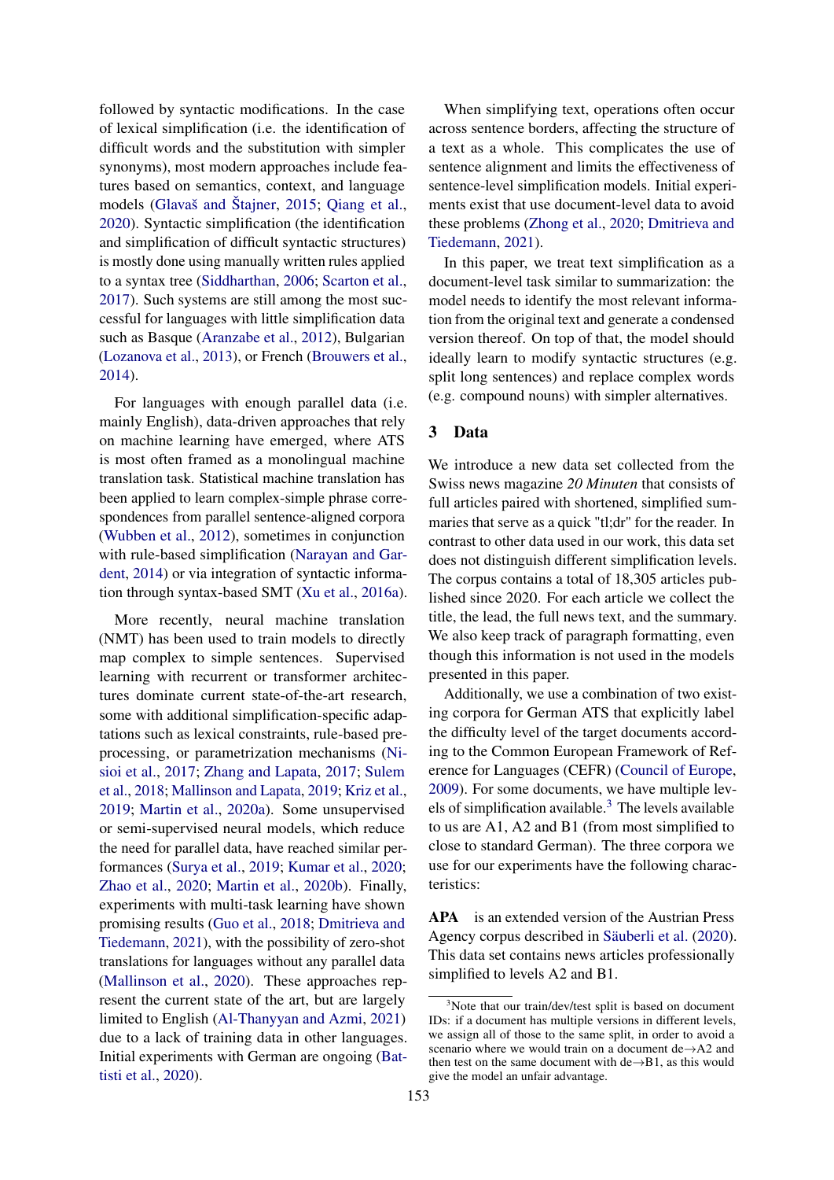followed by syntactic modifications. In the case of lexical simplification (i.e. the identification of difficult words and the substitution with simpler synonyms), most modern approaches include features based on semantics, context, and language models (Glavaš and Štajner, 2015; Qiang et al., 2020). Syntactic simplification (the identification and simplification of difficult syntactic structures) is mostly done using manually written rules applied to a syntax tree (Siddharthan, 2006; Scarton et al., 2017). Such systems are still among the most successful for languages with little simplification data such as Basque (Aranzabe et al., 2012), Bulgarian (Lozanova et al., 2013), or French (Brouwers et al., 2014).

For languages with enough parallel data (i.e. mainly English), data-driven approaches that rely on machine learning have emerged, where ATS is most often framed as a monolingual machine translation task. Statistical machine translation has been applied to learn complex-simple phrase correspondences from parallel sentence-aligned corpora (Wubben et al., 2012), sometimes in conjunction with rule-based simplification (Narayan and Gardent, 2014) or via integration of syntactic information through syntax-based SMT (Xu et al., 2016a).

More recently, neural machine translation (NMT) has been used to train models to directly map complex to simple sentences. Supervised learning with recurrent or transformer architectures dominate current state-of-the-art research, some with additional simplification-specific adaptations such as lexical constraints, rule-based preprocessing, or parametrization mechanisms (Nisioi et al., 2017; Zhang and Lapata, 2017; Sulem et al., 2018; Mallinson and Lapata, 2019; Kriz et al., 2019; Martin et al., 2020a). Some unsupervised or semi-supervised neural models, which reduce the need for parallel data, have reached similar performances (Surya et al., 2019; Kumar et al., 2020; Zhao et al., 2020; Martin et al., 2020b). Finally, experiments with multi-task learning have shown promising results (Guo et al., 2018; Dmitrieva and Tiedemann, 2021), with the possibility of zero-shot translations for languages without any parallel data (Mallinson et al., 2020). These approaches represent the current state of the art, but are largely limited to English (Al-Thanyyan and Azmi, 2021) due to a lack of training data in other languages. Initial experiments with German are ongoing (Battisti et al., 2020).

When simplifying text, operations often occur across sentence borders, affecting the structure of a text as a whole. This complicates the use of sentence alignment and limits the effectiveness of sentence-level simplification models. Initial experiments exist that use document-level data to avoid these problems (Zhong et al., 2020; Dmitrieva and Tiedemann, 2021).

In this paper, we treat text simplification as a document-level task similar to summarization: the model needs to identify the most relevant information from the original text and generate a condensed version thereof. On top of that, the model should ideally learn to modify syntactic structures (e.g. split long sentences) and replace complex words (e.g. compound nouns) with simpler alternatives.

## 3 Data

We introduce a new data set collected from the Swiss news magazine *20 Minuten* that consists of full articles paired with shortened, simplified summaries that serve as a quick "tl;dr" for the reader. In contrast to other data used in our work, this data set does not distinguish different simplification levels. The corpus contains a total of 18,305 articles published since 2020. For each article we collect the title, the lead, the full news text, and the summary. We also keep track of paragraph formatting, even though this information is not used in the models presented in this paper.

Additionally, we use a combination of two existing corpora for German ATS that explicitly label the difficulty level of the target documents according to the Common European Framework of Reference for Languages (CEFR) (Council of Europe, 2009). For some documents, we have multiple levels of simplification available.[3] The levels available to us are A1, A2 and B1 (from most simplified to close to standard German). The three corpora we use for our experiments have the following characteristics:

**APA** is an extended version of the Austrian Press Agency corpus described in Säuberli et al. (2020). This data set contains news articles professionally simplified to levels A2 and B1.

[3]Note that our train/dev/test split is based on document IDs: if a document has multiple versions in different levels, we assign all of those to the same split, in order to avoid a scenario where we would train on a document de→A2 and then test on the same document with de→B1, as this would give the model an unfair advantage.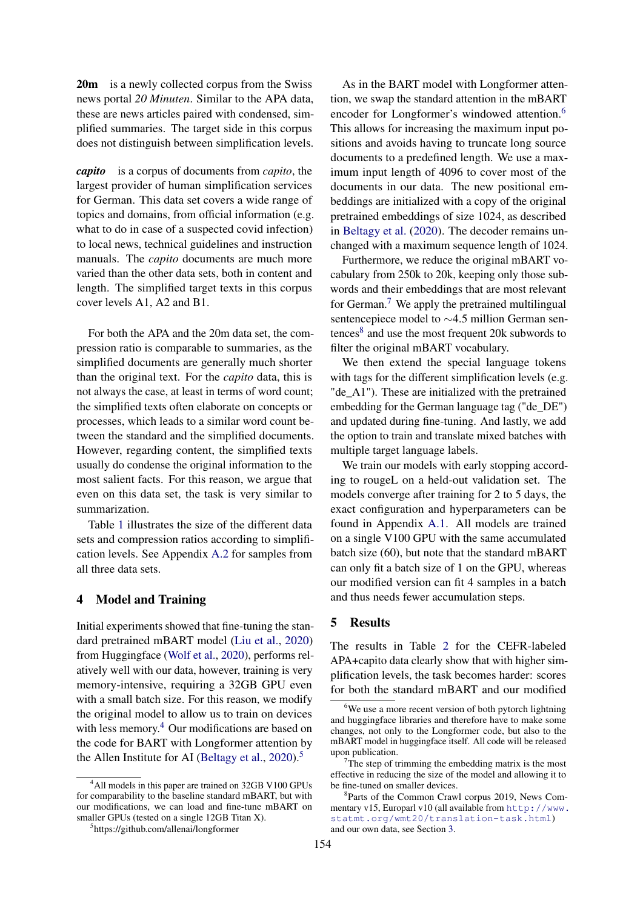**20m** is a newly collected corpus from the Swiss news portal *20 Minuten*. Similar to the APA data, these are news articles paired with condensed, simplified summaries. The target side in this corpus does not distinguish between simplification levels.

***capito*** is a corpus of documents from *capito*, the largest provider of human simplification services for German. This data set covers a wide range of topics and domains, from official information (e.g. what to do in case of a suspected covid infection) to local news, technical guidelines and instruction manuals. The *capito* documents are much more varied than the other data sets, both in content and length. The simplified target texts in this corpus cover levels A1, A2 and B1.

For both the APA and the 20m data set, the compression ratio is comparable to summaries, as the simplified documents are generally much shorter than the original text. For the *capito* data, this is not always the case, at least in terms of word count; the simplified texts often elaborate on concepts or processes, which leads to a similar word count between the standard and the simplified documents. However, regarding content, the simplified texts usually do condense the original information to the most salient facts. For this reason, we argue that even on this data set, the task is very similar to summarization.

Table 1 illustrates the size of the different data sets and compression ratios according to simplification levels. See Appendix A.2 for samples from all three data sets.

## 4 Model and Training

Initial experiments showed that fine-tuning the standard pretrained mBART model (Liu et al., 2020) from Huggingface (Wolf et al., 2020), performs relatively well with our data, however, training is very memory-intensive, requiring a 32GB GPU even with a small batch size. For this reason, we modify the original model to allow us to train on devices with less memory.[4] Our modifications are based on the code for BART with Longformer attention by the Allen Institute for AI (Beltagy et al., 2020).[5]

As in the BART model with Longformer attention, we swap the standard attention in the mBART encoder for Longformer's windowed attention.[6] This allows for increasing the maximum input positions and avoids having to truncate long source documents to a predefined length. We use a maximum input length of 4096 to cover most of the documents in our data. The new positional embeddings are initialized with a copy of the original pretrained embeddings of size 1024, as described in Beltagy et al. (2020). The decoder remains unchanged with a maximum sequence length of 1024.

Furthermore, we reduce the original mBART vocabulary from 250k to 20k, keeping only those subwords and their embeddings that are most relevant for German.[7] We apply the pretrained multilingual sentencepiece model to ∼4.5 million German sentences[8] and use the most frequent 20k subwords to filter the original mBART vocabulary.

We then extend the special language tokens with tags for the different simplification levels (e.g. "de_A1"). These are initialized with the pretrained embedding for the German language tag ("de_DE") and updated during fine-tuning. And lastly, we add the option to train and translate mixed batches with multiple target language labels.

We train our models with early stopping according to rougeL on a held-out validation set. The models converge after training for 2 to 5 days, the exact configuration and hyperparameters can be found in Appendix A.1. All models are trained on a single V100 GPU with the same accumulated batch size (60), but note that the standard mBART can only fit a batch size of 1 on the GPU, whereas our modified version can fit 4 samples in a batch and thus needs fewer accumulation steps.

## 5 Results

The results in Table 2 for the CEFR-labeled APA+capito data clearly show that with higher simplification levels, the task becomes harder: scores for both the standard mBART and our modified

---

[4] All models in this paper are trained on 32GB V100 GPUs for comparability to the baseline standard mBART, but with our modifications, we can load and fine-tune mBART on smaller GPUs (tested on a single 12GB Titan X).

[5] https://github.com/allenai/longformer

[6] We use a more recent version of both pytorch lightning and huggingface libraries and therefore have to make some changes, not only to the Longformer code, but also to the mBART model in huggingface itself. All code will be released upon publication.

[7] The step of trimming the embedding matrix is the most effective in reducing the size of the model and allowing it to be fine-tuned on smaller devices.

[8] Parts of the Common Crawl corpus 2019, News Commentary v15, Europarl v10 (all available from http://www.statmt.org/wmt20/translation-task.html) and our own data, see Section 3.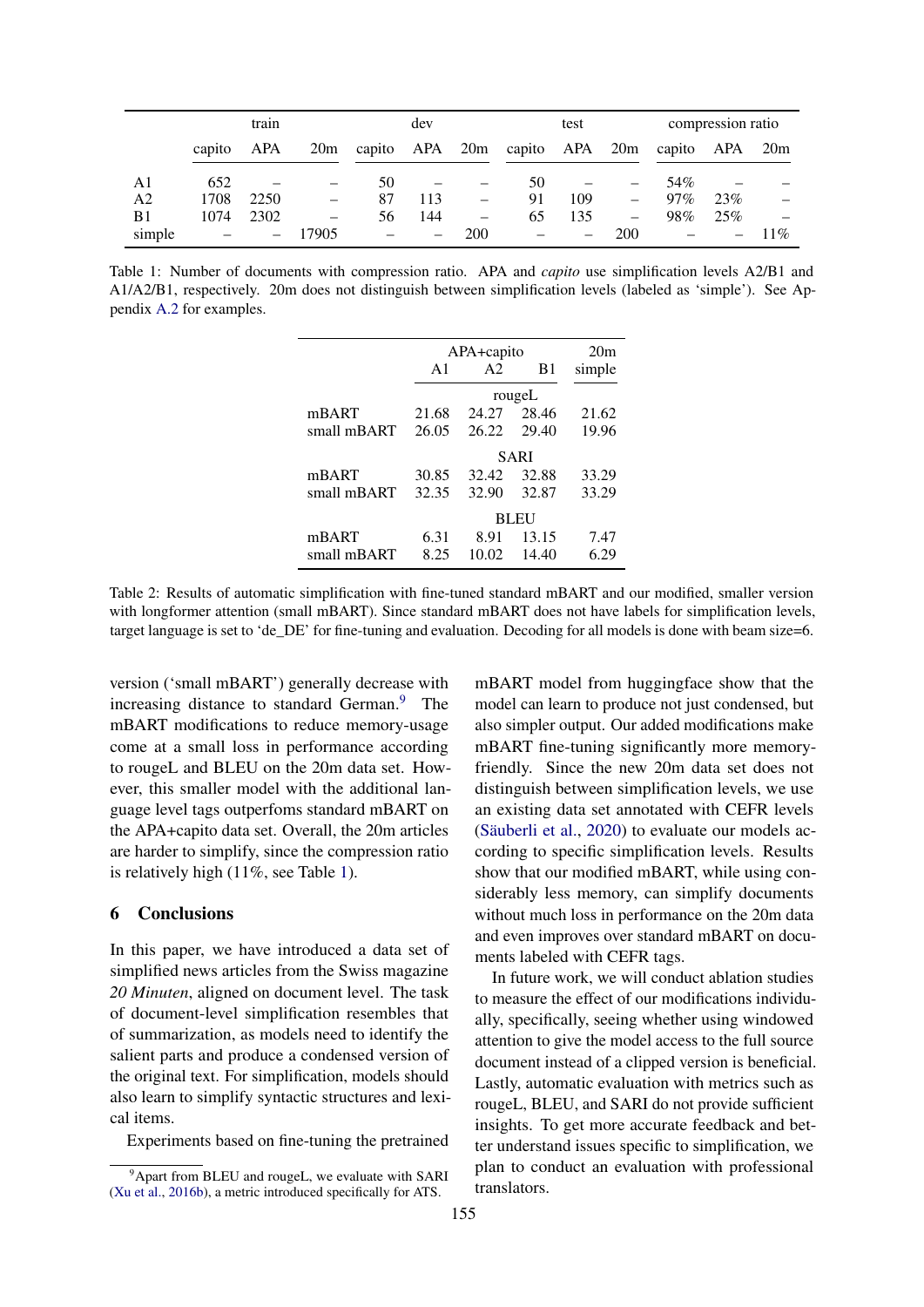| | train | | | dev | | | test | | | compression ratio | | |
|---|---|---|---|---|---|---|---|---|---|---|---|---|
| | capito | APA | 20m | capito | APA | 20m | capito | APA | 20m | capito | APA | 20m |
| A1 | 652 | – | – | 50 | – | – | 50 | – | – | 54% | – | – |
| A2 | 1708 | 2250 | – | 87 | 113 | – | 91 | 109 | – | 97% | 23% | – |
| B1 | 1074 | 2302 | – | 56 | 144 | – | 65 | 135 | – | 98% | 25% | – |
| simple | – | – | 17905 | – | – | 200 | – | – | 200 | – | – | 11% |

Table 1: Number of documents with compression ratio. APA and *capito* use simplification levels A2/B1 and A1/A2/B1, respectively. 20m does not distinguish between simplification levels (labeled as 'simple'). See Appendix A.2 for examples.

| | APA+capito | | | 20m |
|---|---|---|---|---|
| | A1 | A2 | B1 | simple |
| | rougeL | | | |
| mBART | 21.68 | 24.27 | 28.46 | 21.62 |
| small mBART | 26.05 | 26.22 | 29.40 | 19.96 |
| | SARI | | | |
| mBART | 30.85 | 32.42 | 32.88 | 33.29 |
| small mBART | 32.35 | 32.90 | 32.87 | 33.29 |
| | BLEU | | | |
| mBART | 6.31 | 8.91 | 13.15 | 7.47 |
| small mBART | 8.25 | 10.02 | 14.40 | 6.29 |

Table 2: Results of automatic simplification with fine-tuned standard mBART and our modified, smaller version with longformer attention (small mBART). Since standard mBART does not have labels for simplification levels, target language is set to 'de_DE' for fine-tuning and evaluation. Decoding for all models is done with beam size=6.

version ('small mBART') generally decrease with increasing distance to standard German.[9] The mBART modifications to reduce memory-usage come at a small loss in performance according to rougeL and BLEU on the 20m data set. However, this smaller model with the additional language level tags outperfoms standard mBART on the APA+capito data set. Overall, the 20m articles are harder to simplify, since the compression ratio is relatively high (11%, see Table 1).

## 6 Conclusions

In this paper, we have introduced a data set of simplified news articles from the Swiss magazine *20 Minuten*, aligned on document level. The task of document-level simplification resembles that of summarization, as models need to identify the salient parts and produce a condensed version of the original text. For simplification, models should also learn to simplify syntactic structures and lexical items.

Experiments based on fine-tuning the pretrained mBART model from huggingface show that the model can learn to produce not just condensed, but also simpler output. Our added modifications make mBART fine-tuning significantly more memory-friendly. Since the new 20m data set does not distinguish between simplification levels, we use an existing data set annotated with CEFR levels (Säuberli et al., 2020) to evaluate our models according to specific simplification levels. Results show that our modified mBART, while using considerably less memory, can simplify documents without much loss in performance on the 20m data and even improves over standard mBART on documents labeled with CEFR tags.

In future work, we will conduct ablation studies to measure the effect of our modifications individually, specifically, seeing whether using windowed attention to give the model access to the full source document instead of a clipped version is beneficial. Lastly, automatic evaluation with metrics such as rougeL, BLEU, and SARI do not provide sufficient insights. To get more accurate feedback and better understand issues specific to simplification, we plan to conduct an evaluation with professional translators.

[9] Apart from BLEU and rougeL, we evaluate with SARI (Xu et al., 2016b), a metric introduced specifically for ATS.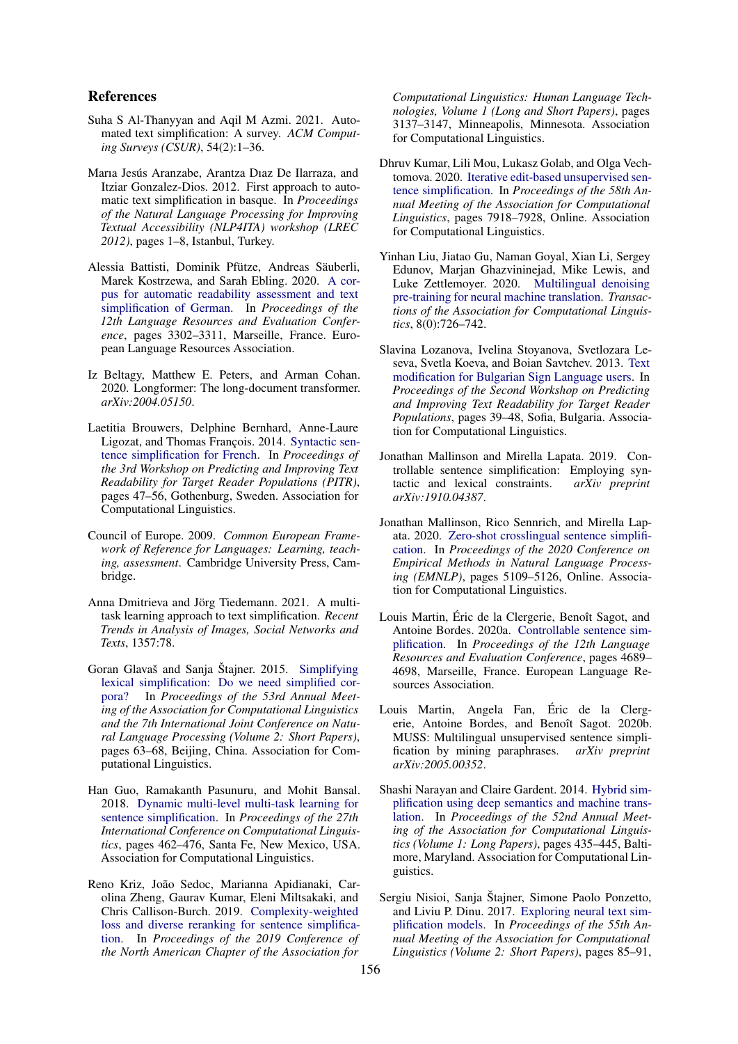## References

Suha S Al-Thanyyan and Aqil M Azmi. 2021. Automated text simplification: A survey. *ACM Computing Surveys (CSUR)*, 54(2):1–36.

Marıa Jesús Aranzabe, Arantza Dıaz De Ilarraza, and Itziar Gonzalez-Dios. 2012. First approach to automatic text simplification in basque. In *Proceedings of the Natural Language Processing for Improving Textual Accessibility (NLP4ITA) workshop (LREC 2012)*, pages 1–8, Istanbul, Turkey.

Alessia Battisti, Dominik Pfütze, Andreas Säuberli, Marek Kostrzewa, and Sarah Ebling. 2020. A corpus for automatic readability assessment and text simplification of German. In *Proceedings of the 12th Language Resources and Evaluation Conference*, pages 3302–3311, Marseille, France. European Language Resources Association.

Iz Beltagy, Matthew E. Peters, and Arman Cohan. 2020. Longformer: The long-document transformer. *arXiv:2004.05150*.

Laetitia Brouwers, Delphine Bernhard, Anne-Laure Ligozat, and Thomas François. 2014. Syntactic sentence simplification for French. In *Proceedings of the 3rd Workshop on Predicting and Improving Text Readability for Target Reader Populations (PITR)*, pages 47–56, Gothenburg, Sweden. Association for Computational Linguistics.

Council of Europe. 2009. *Common European Framework of Reference for Languages: Learning, teaching, assessment*. Cambridge University Press, Cambridge.

Anna Dmitrieva and Jörg Tiedemann. 2021. A multitask learning approach to text simplification. *Recent Trends in Analysis of Images, Social Networks and Texts*, 1357:78.

Goran Glavaš and Sanja Štajner. 2015. Simplifying lexical simplification: Do we need simplified corpora? In *Proceedings of the 53rd Annual Meeting of the Association for Computational Linguistics and the 7th International Joint Conference on Natural Language Processing (Volume 2: Short Papers)*, pages 63–68, Beijing, China. Association for Computational Linguistics.

Han Guo, Ramakanth Pasunuru, and Mohit Bansal. 2018. Dynamic multi-level multi-task learning for sentence simplification. In *Proceedings of the 27th International Conference on Computational Linguistics*, pages 462–476, Santa Fe, New Mexico, USA. Association for Computational Linguistics.

Reno Kriz, João Sedoc, Marianna Apidianaki, Carolina Zheng, Gaurav Kumar, Eleni Miltsakaki, and Chris Callison-Burch. 2019. Complexity-weighted loss and diverse reranking for sentence simplification. In *Proceedings of the 2019 Conference of the North American Chapter of the Association for Computational Linguistics: Human Language Technologies, Volume 1 (Long and Short Papers)*, pages 3137–3147, Minneapolis, Minnesota. Association for Computational Linguistics.

Dhruv Kumar, Lili Mou, Lukasz Golab, and Olga Vechtomova. 2020. Iterative edit-based unsupervised sentence simplification. In *Proceedings of the 58th Annual Meeting of the Association for Computational Linguistics*, pages 7918–7928, Online. Association for Computational Linguistics.

Yinhan Liu, Jiatao Gu, Naman Goyal, Xian Li, Sergey Edunov, Marjan Ghazvininejad, Mike Lewis, and Luke Zettlemoyer. 2020. Multilingual denoising pre-training for neural machine translation. *Transactions of the Association for Computational Linguistics*, 8(0):726–742.

Slavina Lozanova, Ivelina Stoyanova, Svetlozara Leseva, Svetla Koeva, and Boian Savtchev. 2013. Text modification for Bulgarian Sign Language users. In *Proceedings of the Second Workshop on Predicting and Improving Text Readability for Target Reader Populations*, pages 39–48, Sofia, Bulgaria. Association for Computational Linguistics.

Jonathan Mallinson and Mirella Lapata. 2019. Controllable sentence simplification: Employing syntactic and lexical constraints. *arXiv preprint arXiv:1910.04387*.

Jonathan Mallinson, Rico Sennrich, and Mirella Lapata. 2020. Zero-shot crosslingual sentence simplification. In *Proceedings of the 2020 Conference on Empirical Methods in Natural Language Processing (EMNLP)*, pages 5109–5126, Online. Association for Computational Linguistics.

Louis Martin, Éric de la Clergerie, Benoît Sagot, and Antoine Bordes. 2020a. Controllable sentence simplification. In *Proceedings of the 12th Language Resources and Evaluation Conference*, pages 4689–4698, Marseille, France. European Language Resources Association.

Louis Martin, Angela Fan, Éric de la Clergerie, Antoine Bordes, and Benoît Sagot. 2020b. MUSS: Multilingual unsupervised sentence simplification by mining paraphrases. *arXiv preprint arXiv:2005.00352*.

Shashi Narayan and Claire Gardent. 2014. Hybrid simplification using deep semantics and machine translation. In *Proceedings of the 52nd Annual Meeting of the Association for Computational Linguistics (Volume 1: Long Papers)*, pages 435–445, Baltimore, Maryland. Association for Computational Linguistics.

Sergiu Nisioi, Sanja Štajner, Simone Paolo Ponzetto, and Liviu P. Dinu. 2017. Exploring neural text simplification models. In *Proceedings of the 55th Annual Meeting of the Association for Computational Linguistics (Volume 2: Short Papers)*, pages 85–91,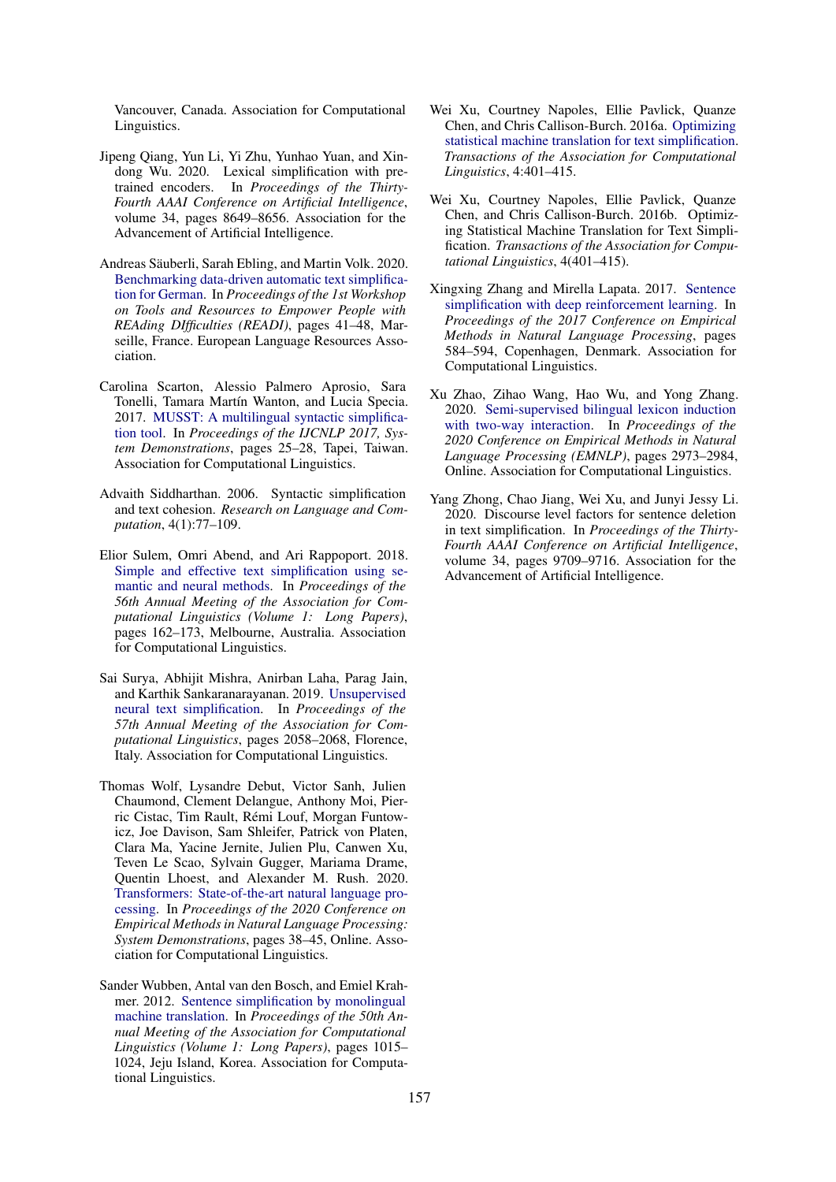Vancouver, Canada. Association for Computational Linguistics.

Jipeng Qiang, Yun Li, Yi Zhu, Yunhao Yuan, and Xindong Wu. 2020. Lexical simplification with pretrained encoders. In *Proceedings of the Thirty-Fourth AAAI Conference on Artificial Intelligence*, volume 34, pages 8649–8656. Association for the Advancement of Artificial Intelligence.

Andreas Säuberli, Sarah Ebling, and Martin Volk. 2020. Benchmarking data-driven automatic text simplification for German. In *Proceedings of the 1st Workshop on Tools and Resources to Empower People with REAding DIfficulties (READI)*, pages 41–48, Marseille, France. European Language Resources Association.

Carolina Scarton, Alessio Palmero Aprosio, Sara Tonelli, Tamara Martín Wanton, and Lucia Specia. 2017. MUSST: A multilingual syntactic simplification tool. In *Proceedings of the IJCNLP 2017, System Demonstrations*, pages 25–28, Tapei, Taiwan. Association for Computational Linguistics.

Advaith Siddharthan. 2006. Syntactic simplification and text cohesion. *Research on Language and Computation*, 4(1):77–109.

Elior Sulem, Omri Abend, and Ari Rappoport. 2018. Simple and effective text simplification using semantic and neural methods. In *Proceedings of the 56th Annual Meeting of the Association for Computational Linguistics (Volume 1: Long Papers)*, pages 162–173, Melbourne, Australia. Association for Computational Linguistics.

Sai Surya, Abhijit Mishra, Anirban Laha, Parag Jain, and Karthik Sankaranarayanan. 2019. Unsupervised neural text simplification. In *Proceedings of the 57th Annual Meeting of the Association for Computational Linguistics*, pages 2058–2068, Florence, Italy. Association for Computational Linguistics.

Thomas Wolf, Lysandre Debut, Victor Sanh, Julien Chaumond, Clement Delangue, Anthony Moi, Pierric Cistac, Tim Rault, Rémi Louf, Morgan Funtowicz, Joe Davison, Sam Shleifer, Patrick von Platen, Clara Ma, Yacine Jernite, Julien Plu, Canwen Xu, Teven Le Scao, Sylvain Gugger, Mariama Drame, Quentin Lhoest, and Alexander M. Rush. 2020. Transformers: State-of-the-art natural language processing. In *Proceedings of the 2020 Conference on Empirical Methods in Natural Language Processing: System Demonstrations*, pages 38–45, Online. Association for Computational Linguistics.

Sander Wubben, Antal van den Bosch, and Emiel Krahmer. 2012. Sentence simplification by monolingual machine translation. In *Proceedings of the 50th Annual Meeting of the Association for Computational Linguistics (Volume 1: Long Papers)*, pages 1015–1024, Jeju Island, Korea. Association for Computational Linguistics.

Wei Xu, Courtney Napoles, Ellie Pavlick, Quanze Chen, and Chris Callison-Burch. 2016a. Optimizing statistical machine translation for text simplification. *Transactions of the Association for Computational Linguistics*, 4:401–415.

Wei Xu, Courtney Napoles, Ellie Pavlick, Quanze Chen, and Chris Callison-Burch. 2016b. Optimizing Statistical Machine Translation for Text Simplification. *Transactions of the Association for Computational Linguistics*, 4(401–415).

Xingxing Zhang and Mirella Lapata. 2017. Sentence simplification with deep reinforcement learning. In *Proceedings of the 2017 Conference on Empirical Methods in Natural Language Processing*, pages 584–594, Copenhagen, Denmark. Association for Computational Linguistics.

Xu Zhao, Zihao Wang, Hao Wu, and Yong Zhang. 2020. Semi-supervised bilingual lexicon induction with two-way interaction. In *Proceedings of the 2020 Conference on Empirical Methods in Natural Language Processing (EMNLP)*, pages 2973–2984, Online. Association for Computational Linguistics.

Yang Zhong, Chao Jiang, Wei Xu, and Junyi Jessy Li. 2020. Discourse level factors for sentence deletion in text simplification. In *Proceedings of the Thirty-Fourth AAAI Conference on Artificial Intelligence*, volume 34, pages 9709–9716. Association for the Advancement of Artificial Intelligence.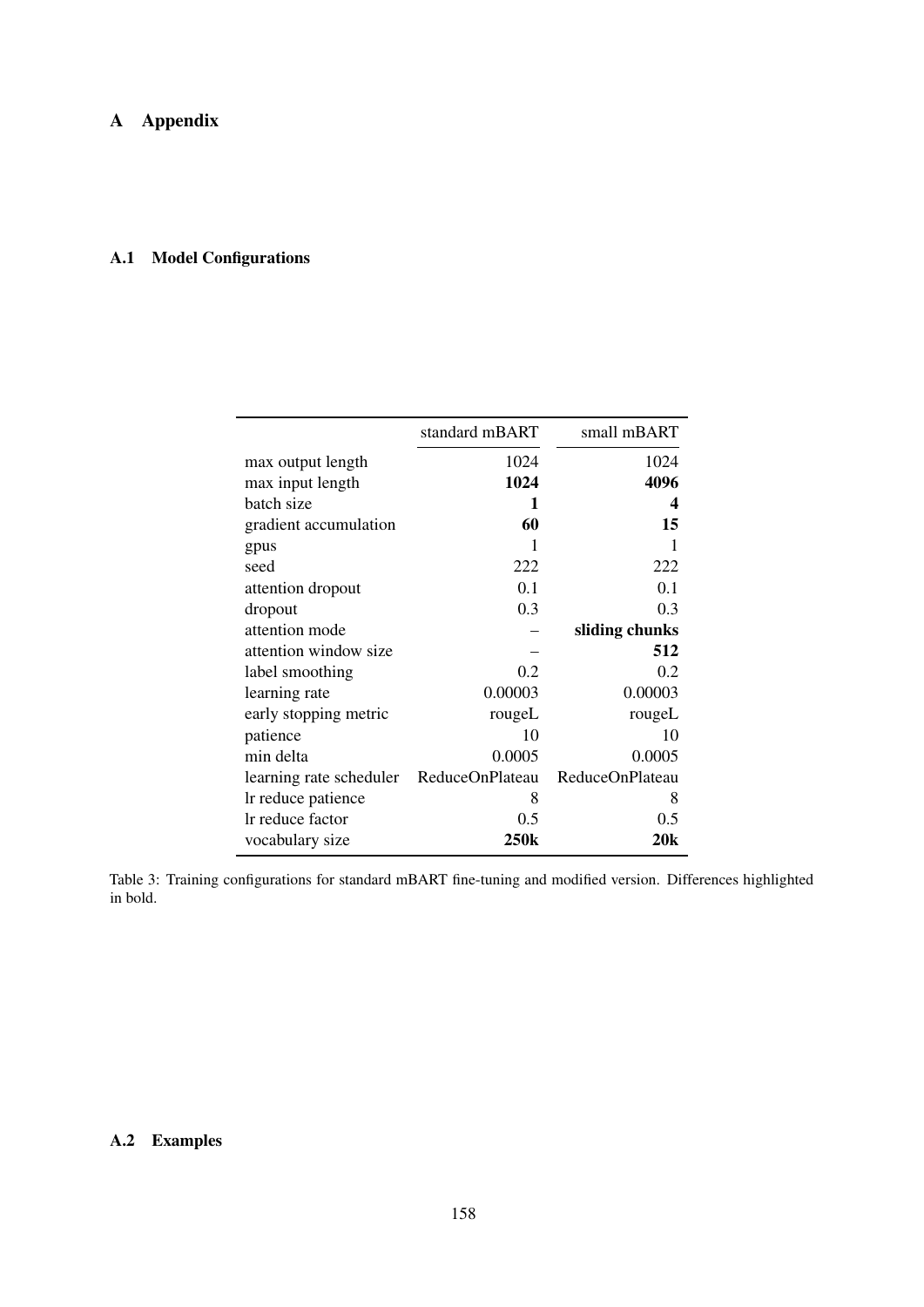# A Appendix

## A.1 Model Configurations

| | standard mBART | small mBART |
|---|---|---|
| max output length | 1024 | 1024 |
| max input length | **1024** | **4096** |
| batch size | **1** | **4** |
| gradient accumulation | **60** | **15** |
| gpus | 1 | 1 |
| seed | 222 | 222 |
| attention dropout | 0.1 | 0.1 |
| dropout | 0.3 | 0.3 |
| attention mode | – | **sliding chunks** |
| attention window size | – | **512** |
| label smoothing | 0.2 | 0.2 |
| learning rate | 0.00003 | 0.00003 |
| early stopping metric | rougeL | rougeL |
| patience | 10 | 10 |
| min delta | 0.0005 | 0.0005 |
| learning rate scheduler | ReduceOnPlateau | ReduceOnPlateau |
| lr reduce patience | 8 | 8 |
| lr reduce factor | 0.5 | 0.5 |
| vocabulary size | **250k** | **20k** |

Table 3: Training configurations for standard mBART fine-tuning and modified version. Differences highlighted in bold.

## A.2 Examples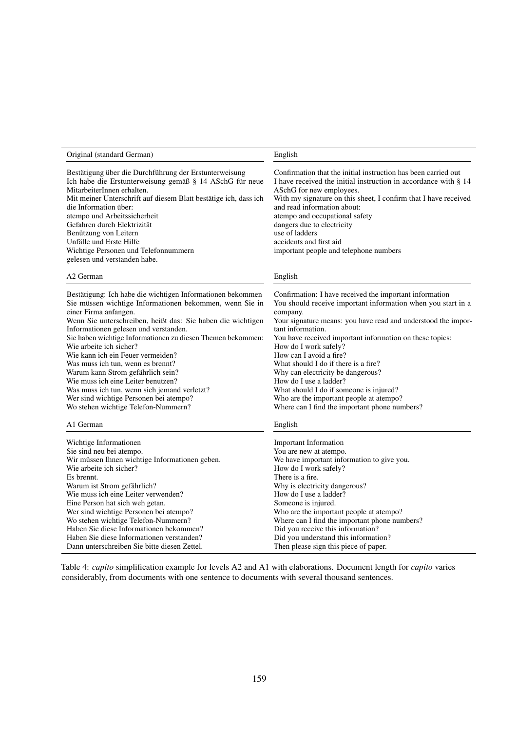| Original (standard German) | English |
|---|---|
| Bestätigung über die Durchführung der Erstunterweisung | Confirmation that the initial instruction has been carried out |
| Ich habe die Erstunterweisung gemäß § 14 ASchG für neue MitarbeiterInnen erhalten. | I have received the initial instruction in accordance with § 14 ASchG for new employees. |
| Mit meiner Unterschrift auf diesem Blatt bestätige ich, dass ich die Information über: | With my signature on this sheet, I confirm that I have received and read information about: |
| atempo und Arbeitssicherheit | atempo and occupational safety |
| Gefahren durch Elektrizität | dangers due to electricity |
| Benützung von Leitern | use of ladders |
| Unfälle und Erste Hilfe | accidents and first aid |
| Wichtige Personen und Telefonnummern | important people and telephone numbers |
| gelesen und verstanden habe. | |
| **A2 German** | **English** |
| Bestätigung: Ich habe die wichtigen Informationen bekommen | Confirmation: I have received the important information |
| Sie müssen wichtige Informationen bekommen, wenn Sie in einer Firma anfangen. | You should receive important information when you start in a company. |
| Wenn Sie unterschreiben, heißt das: Sie haben die wichtigen Informationen gelesen und verstanden. | Your signature means: you have read and understood the important information. |
| Sie haben wichtige Informationen zu diesen Themen bekommen: | You have received important information on these topics: |
| Wie arbeite ich sicher? | How do I work safely? |
| Wie kann ich ein Feuer vermeiden? | How can I avoid a fire? |
| Was muss ich tun, wenn es brennt? | What should I do if there is a fire? |
| Warum kann Strom gefährlich sein? | Why can electricity be dangerous? |
| Wie muss ich eine Leiter benutzen? | How do I use a ladder? |
| Was muss ich tun, wenn sich jemand verletzt? | What should I do if someone is injured? |
| Wer sind wichtige Personen bei atempo? | Who are the important people at atempo? |
| Wo stehen wichtige Telefon-Nummern? | Where can I find the important phone numbers? |
| **A1 German** | **English** |
| Wichtige Informationen | Important Information |
| Sie sind neu bei atempo. | You are new at atempo. |
| Wir müssen Ihnen wichtige Informationen geben. | We have important information to give you. |
| Wie arbeite ich sicher? | How do I work safely? |
| Es brennt. | There is a fire. |
| Warum ist Strom gefährlich? | Why is electricity dangerous? |
| Wie muss ich eine Leiter verwenden? | How do I use a ladder? |
| Eine Person hat sich weh getan. | Someone is injured. |
| Wer sind wichtige Personen bei atempo? | Who are the important people at atempo? |
| Wo stehen wichtige Telefon-Nummern? | Where can I find the important phone numbers? |
| Haben Sie diese Informationen bekommen? | Did you receive this information? |
| Haben Sie diese Informationen verstanden? | Did you understand this information? |
| Dann unterschreiben Sie bitte diesen Zettel. | Then please sign this piece of paper. |

Table 4: *capito* simplification example for levels A2 and A1 with elaborations. Document length for *capito* varies considerably, from documents with one sentence to documents with several thousand sentences.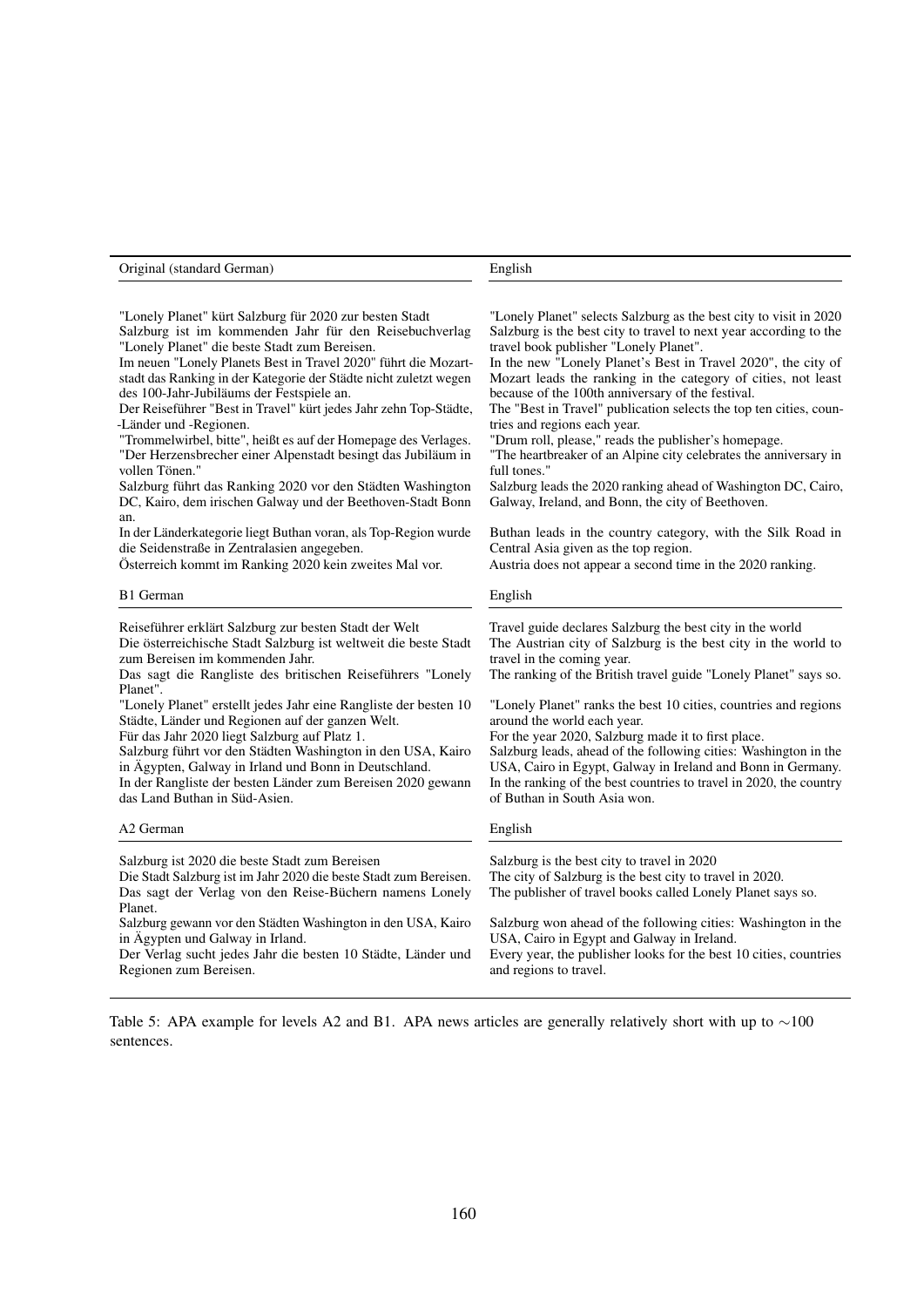| Original (standard German) | English |
|---|---|
| "Lonely Planet" kürt Salzburg für 2020 zur besten Stadt | "Lonely Planet" selects Salzburg as the best city to visit in 2020 |
| Salzburg ist im kommenden Jahr für den Reisebuchverlag "Lonely Planet" die beste Stadt zum Bereisen. | Salzburg is the best city to travel to next year according to the travel book publisher "Lonely Planet". |
| Im neuen "Lonely Planets Best in Travel 2020" führt die Mozartstadt das Ranking in der Kategorie der Städte nicht zuletzt wegen des 100-Jahr-Jubiläums der Festspiele an. | In the new "Lonely Planet's Best in Travel 2020", the city of Mozart leads the ranking in the category of cities, not least because of the 100th anniversary of the festival. |
| Der Reiseführer "Best in Travel" kürt jedes Jahr zehn Top-Städte, -Länder und -Regionen. | The "Best in Travel" publication selects the top ten cities, countries and regions each year. |
| "Trommelwirbel, bitte", heißt es auf der Homepage des Verlages. | "Drum roll, please," reads the publisher's homepage. |
| "Der Herzensbrecher einer Alpenstadt besingt das Jubiläum in vollen Tönen." | "The heartbreaker of an Alpine city celebrates the anniversary in full tones." |
| Salzburg führt das Ranking 2020 vor den Städten Washington DC, Kairo, dem irischen Galway und der Beethoven-Stadt Bonn an. | Salzburg leads the 2020 ranking ahead of Washington DC, Cairo, Galway, Ireland, and Bonn, the city of Beethoven. |
| In der Länderkategorie liegt Buthan voran, als Top-Region wurde die Seidenstraße in Zentralasien angegeben. | Buthan leads in the country category, with the Silk Road in Central Asia given as the top region. |
| Österreich kommt im Ranking 2020 kein zweites Mal vor. | Austria does not appear a second time in the 2020 ranking. |
| **B1 German** | **English** |
| Reiseführer erklärt Salzburg zur besten Stadt der Welt | Travel guide declares Salzburg the best city in the world |
| Die österreichische Stadt Salzburg ist weltweit die beste Stadt zum Bereisen im kommenden Jahr. | The Austrian city of Salzburg is the best city in the world to travel in the coming year. |
| Das sagt die Rangliste des britischen Reiseführers "Lonely Planet". | The ranking of the British travel guide "Lonely Planet" says so. |
| "Lonely Planet" erstellt jedes Jahr eine Rangliste der besten 10 Städte, Länder und Regionen auf der ganzen Welt. | "Lonely Planet" ranks the best 10 cities, countries and regions around the world each year. |
| Für das Jahr 2020 liegt Salzburg auf Platz 1. | For the year 2020, Salzburg made it to first place. |
| Salzburg führt vor den Städten Washington in den USA, Kairo in Ägypten, Galway in Irland und Bonn in Deutschland. | Salzburg leads, ahead of the following cities: Washington in the USA, Cairo in Egypt, Galway in Ireland and Bonn in Germany. |
| In der Rangliste der besten Länder zum Bereisen 2020 gewann das Land Buthan in Süd-Asien. | In the ranking of the best countries to travel in 2020, the country of Buthan in South Asia won. |
| **A2 German** | **English** |
| Salzburg ist 2020 die beste Stadt zum Bereisen | Salzburg is the best city to travel in 2020 |
| Die Stadt Salzburg ist im Jahr 2020 die beste Stadt zum Bereisen. | The city of Salzburg is the best city to travel in 2020. |
| Das sagt der Verlag von den Reise-Büchern namens Lonely Planet. | The publisher of travel books called Lonely Planet says so. |
| Salzburg gewann vor den Städten Washington in den USA, Kairo in Ägypten und Galway in Irland. | Salzburg won ahead of the following cities: Washington in the USA, Cairo in Egypt and Galway in Ireland. |
| Der Verlag sucht jedes Jahr die besten 10 Städte, Länder und Regionen zum Bereisen. | Every year, the publisher looks for the best 10 cities, countries and regions to travel. |

Table 5: APA example for levels A2 and B1. APA news articles are generally relatively short with up to $\sim$100 sentences.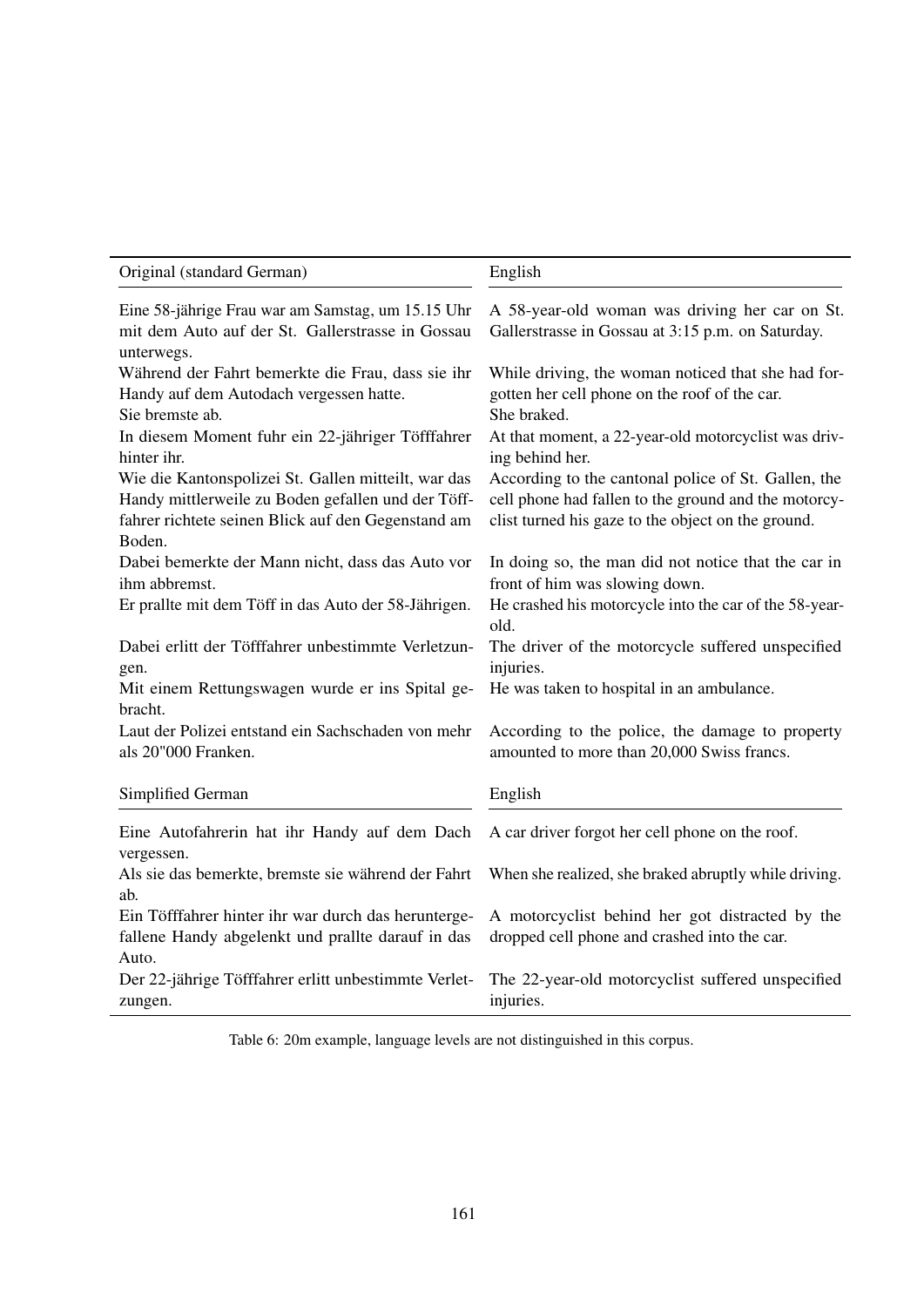| Original (standard German) | English |
|---|---|
| Eine 58-jährige Frau war am Samstag, um 15.15 Uhr mit dem Auto auf der St. Gallerstrasse in Gossau unterwegs. | A 58-year-old woman was driving her car on St. Gallerstrasse in Gossau at 3:15 p.m. on Saturday. |
| Während der Fahrt bemerkte die Frau, dass sie ihr Handy auf dem Autodach vergessen hatte. | While driving, the woman noticed that she had forgotten her cell phone on the roof of the car. |
| Sie bremste ab. | She braked. |
| In diesem Moment fuhr ein 22-jähriger Töfffahrer hinter ihr. | At that moment, a 22-year-old motorcyclist was driving behind her. |
| Wie die Kantonspolizei St. Gallen mitteilt, war das Handy mittlerweile zu Boden gefallen und der Töfffahrer richtete seinen Blick auf den Gegenstand am Boden. | According to the cantonal police of St. Gallen, the cell phone had fallen to the ground and the motorcyclist turned his gaze to the object on the ground. |
| Dabei bemerkte der Mann nicht, dass das Auto vor ihm abbremst. | In doing so, the man did not notice that the car in front of him was slowing down. |
| Er prallte mit dem Töff in das Auto der 58-Jährigen. | He crashed his motorcycle into the car of the 58-year-old. |
| Dabei erlitt der Töfffahrer unbestimmte Verletzungen. | The driver of the motorcycle suffered unspecified injuries. |
| Mit einem Rettungswagen wurde er ins Spital gebracht. | He was taken to hospital in an ambulance. |
| Laut der Polizei entstand ein Sachschaden von mehr als 20"000 Franken. | According to the police, the damage to property amounted to more than 20,000 Swiss francs. |
| **Simplified German** | **English** |
| Eine Autofahrerin hat ihr Handy auf dem Dach vergessen. | A car driver forgot her cell phone on the roof. |
| Als sie das bemerkte, bremste sie während der Fahrt ab. | When she realized, she braked abruptly while driving. |
| Ein Töfffahrer hinter ihr war durch das heruntergefallene Handy abgelenkt und prallte darauf in das Auto. | A motorcyclist behind her got distracted by the dropped cell phone and crashed into the car. |
| Der 22-jährige Töfffahrer erlitt unbestimmte Verletzungen. | The 22-year-old motorcyclist suffered unspecified injuries. |

Table 6: 20m example, language levels are not distinguished in this corpus.